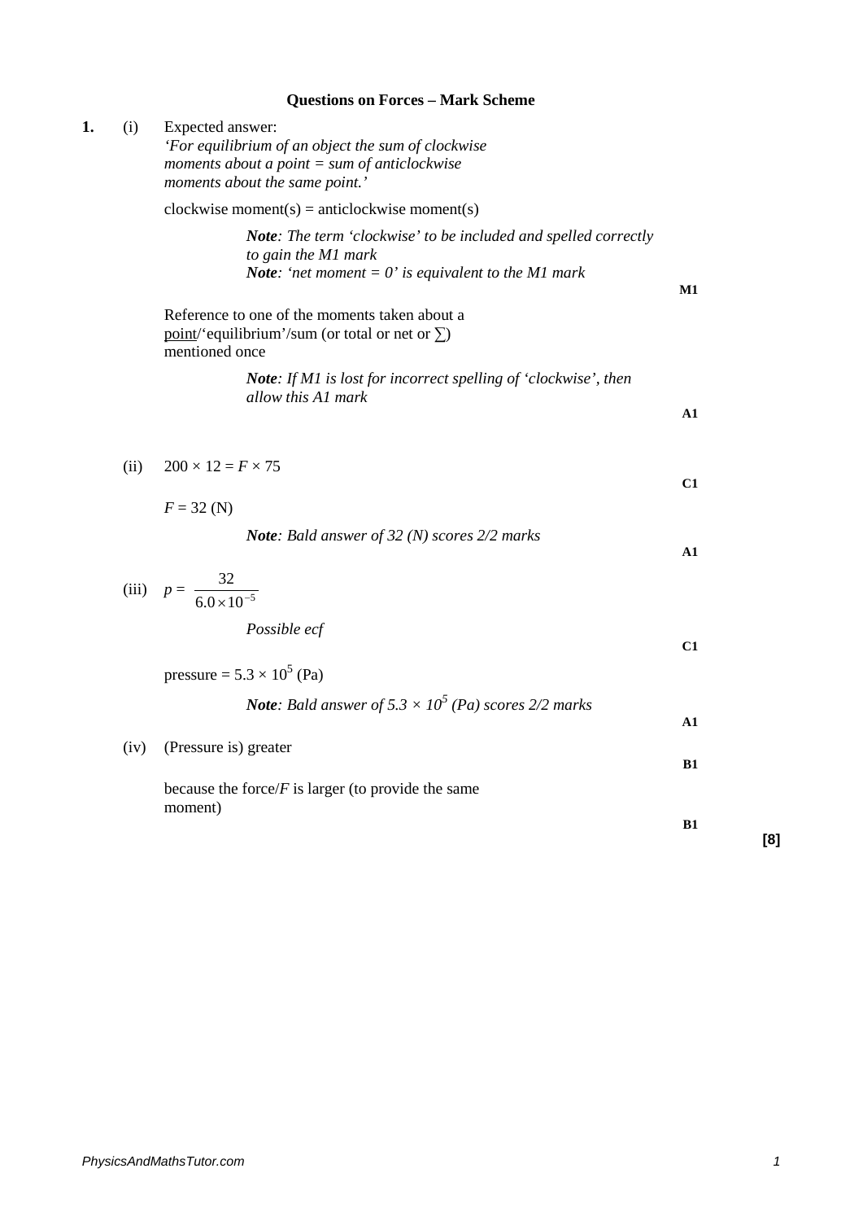# Questions on Forces – Mark Scheme

**1.** (i) Expected answer:
*'For equilibrium of an object the sum of clockwise moments about a point = sum of anticlockwise moments about the same point.'*

clockwise moment(s) = anticlockwise moment(s)

> ***Note***: *The term 'clockwise' to be included and spelled correctly to gain the M1 mark*
> ***Note***: *'net moment = 0' is equivalent to the M1 mark*

**M1**

Reference to one of the moments taken about a point/'equilibrium'/sum (or total or net or $\sum$) mentioned once

> ***Note***: *If M1 is lost for incorrect spelling of 'clockwise', then allow this A1 mark*

**A1**

(ii) $200 \times 12 = F \times 75$

**C1**

$F = 32$ (N)

> ***Note***: *Bald answer of 32 (N) scores 2/2 marks*

**A1**

(iii) $p = \dfrac{32}{6.0 \times 10^{-5}}$

> *Possible ecf*

**C1**

pressure = $5.3 \times 10^5$ (Pa)

> ***Note***: *Bald answer of $5.3 \times 10^5$ (Pa) scores 2/2 marks*

**A1**

(iv) (Pressure is) greater

**B1**

because the force/$F$ is larger (to provide the same moment)

**B1**

**[8]**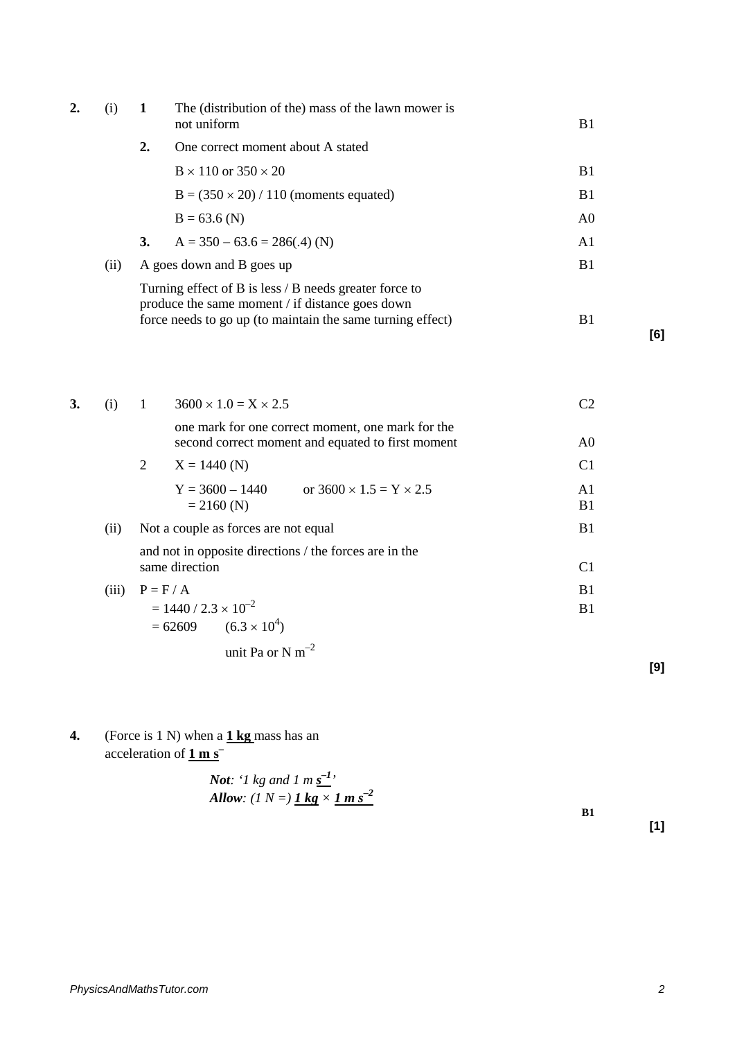| | | | | |
|---|---|---|---|---|
| **2.** | (i) | **1** | The (distribution of the) mass of the lawn mower is not uniform | B1 |
| | | **2.** | One correct moment about A stated | |
| | | | $B \times 110$ or $350 \times 20$ | B1 |
| | | | $B = (350 \times 20) / 110$ (moments equated) | B1 |
| | | | $B = 63.6$ (N) | A0 |
| | | **3.** | $A = 350 - 63.6 = 286(.4)$ (N) | A1 |
| | (ii) | | A goes down and B goes up | B1 |
| | | | Turning effect of B is less / B needs greater force to produce the same moment / if distance goes down force needs to go up (to maintain the same turning effect) | B1 |

**[6]**

| | | | | |
|---|---|---|---|---|
| **3.** | (i) | 1 | $3600 \times 1.0 = X \times 2.5$ | C2 |
| | | | one mark for one correct moment, one mark for the second correct moment and equated to first moment | A0 |
| | | 2 | $X = 1440$ (N) | C1 |
| | | | $Y = 3600 - 1440$ or $3600 \times 1.5 = Y \times 2.5$ | A1 |
| | | | $= 2160$ (N) | B1 |
| | (ii) | | Not a couple as forces are not equal | B1 |
| | | | and not in opposite directions / the forces are in the same direction | C1 |
| | (iii) | | $P = F / A$ | B1 |
| | | | $= 1440 / 2.3 \times 10^{-2}$ | B1 |
| | | | $= 62609$ $(6.3 \times 10^{4})$ | |
| | | | unit Pa or N $m^{-2}$ | |

**[9]**

**4.** (Force is 1 N) when a **1 kg** mass has an acceleration of **1 m s**$^{-}$

*Not: '1 kg and 1 m* $s^{-1}$*'*
*Allow: (1 N =)* **1 kg** × **1 m** $s^{-2}$

**B1**

**[1]**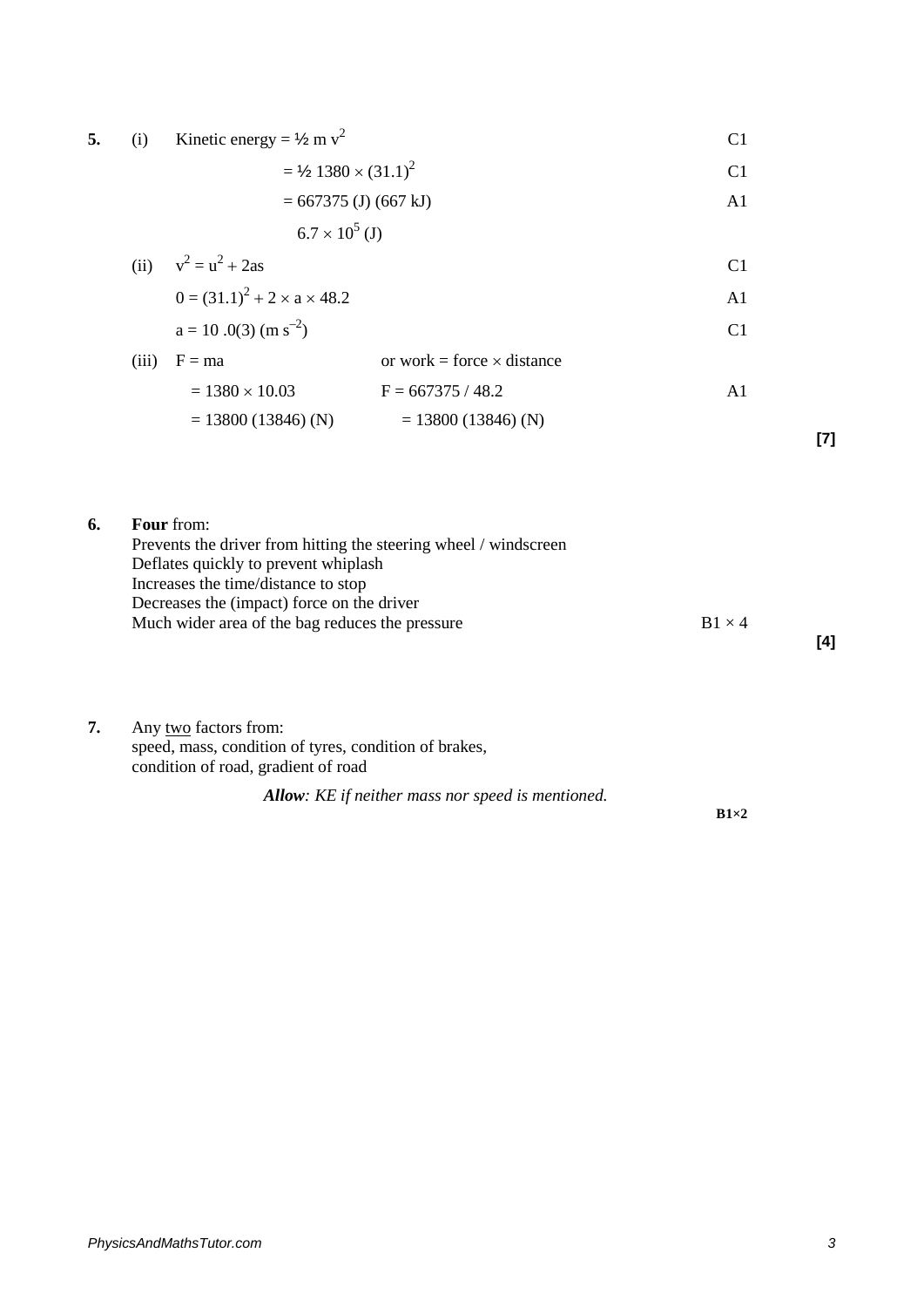**5.** (i) Kinetic energy = $\frac{1}{2}$ m $v^2$ C1

$= \frac{1}{2}\ 1380 \times (31.1)^2$ C1

$= 667375$ (J) (667 kJ) A1

$6.7 \times 10^5$ (J)

(ii) $v^2 = u^2 + 2as$ C1

$0 = (31.1)^2 + 2 \times a \times 48.2$ A1

$a = 10\ .0(3)\ (\text{m s}^{-2})$ C1

(iii) $F = ma$ or work = force × distance

$= 1380 \times 10.03$ $F = 667375 / 48.2$ A1

$= 13800\ (13846)$ (N) $= 13800\ (13846)$ (N)

**[7]**

**6.** **Four** from:
Prevents the driver from hitting the steering wheel / windscreen
Deflates quickly to prevent whiplash
Increases the time/distance to stop
Decreases the (impact) force on the driver
Much wider area of the bag reduces the pressure B1 × 4

**[4]**

**7.** Any two factors from:
speed, mass, condition of tyres, condition of brakes,
condition of road, gradient of road

***Allow**: KE if neither mass nor speed is mentioned.*

**B1×2**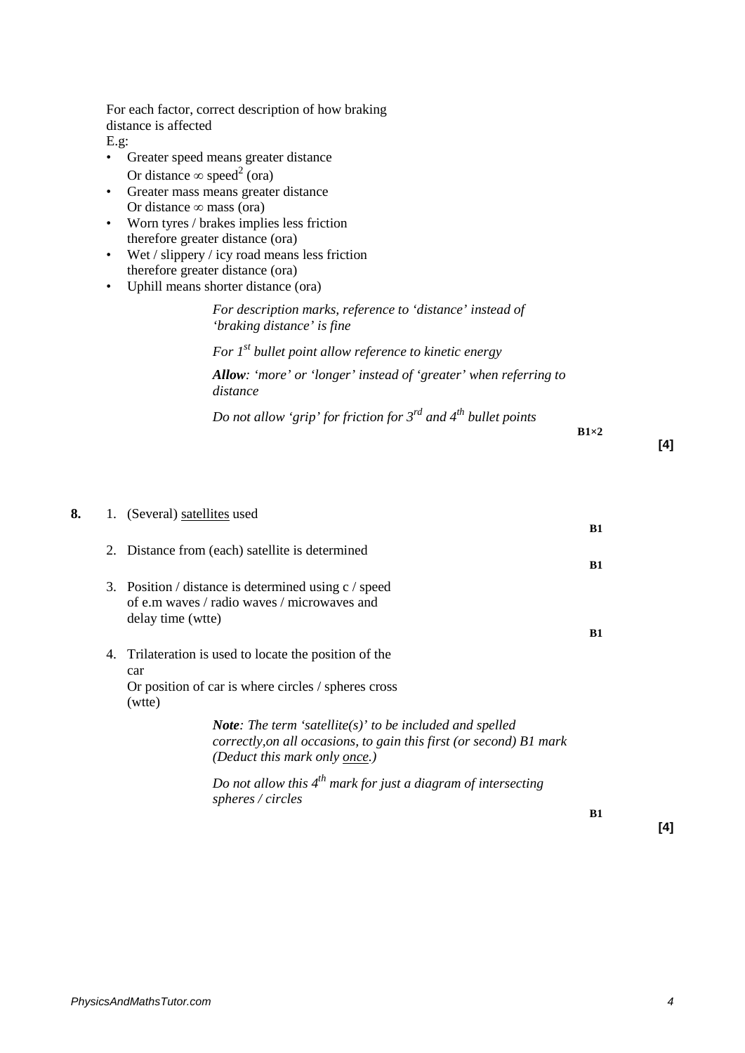For each factor, correct description of how braking distance is affected

E.g:

- Greater speed means greater distance
  Or distance $\infty$ speed$^2$ (ora)
- Greater mass means greater distance
  Or distance $\infty$ mass (ora)
- Worn tyres / brakes implies less friction therefore greater distance (ora)
- Wet / slippery / icy road means less friction therefore greater distance (ora)
- Uphill means shorter distance (ora)

*For description marks, reference to 'distance' instead of 'braking distance' is fine*

*For 1st bullet point allow reference to kinetic energy*

***Allow**: 'more' or 'longer' instead of 'greater' when referring to distance*

*Do not allow 'grip' for friction for 3rd and 4th bullet points*

**B1×2**

**[4]**

**8.**

1. (Several) <u>satellites</u> used **B1**
2. Distance from (each) satellite is determined **B1**
3. Position / distance is determined using c / speed of e.m waves / radio waves / microwaves and delay time (wtte) **B1**
4. Trilateration is used to locate the position of the car
   Or position of car is where circles / spheres cross (wtte)

*__Note__: The term 'satellite(s)' to be included and spelled correctly,on all occasions, to gain this first (or second) B1 mark (Deduct this mark only <u>once</u>.)*

*Do not allow this 4th mark for just a diagram of intersecting spheres / circles*

**B1**

**[4]**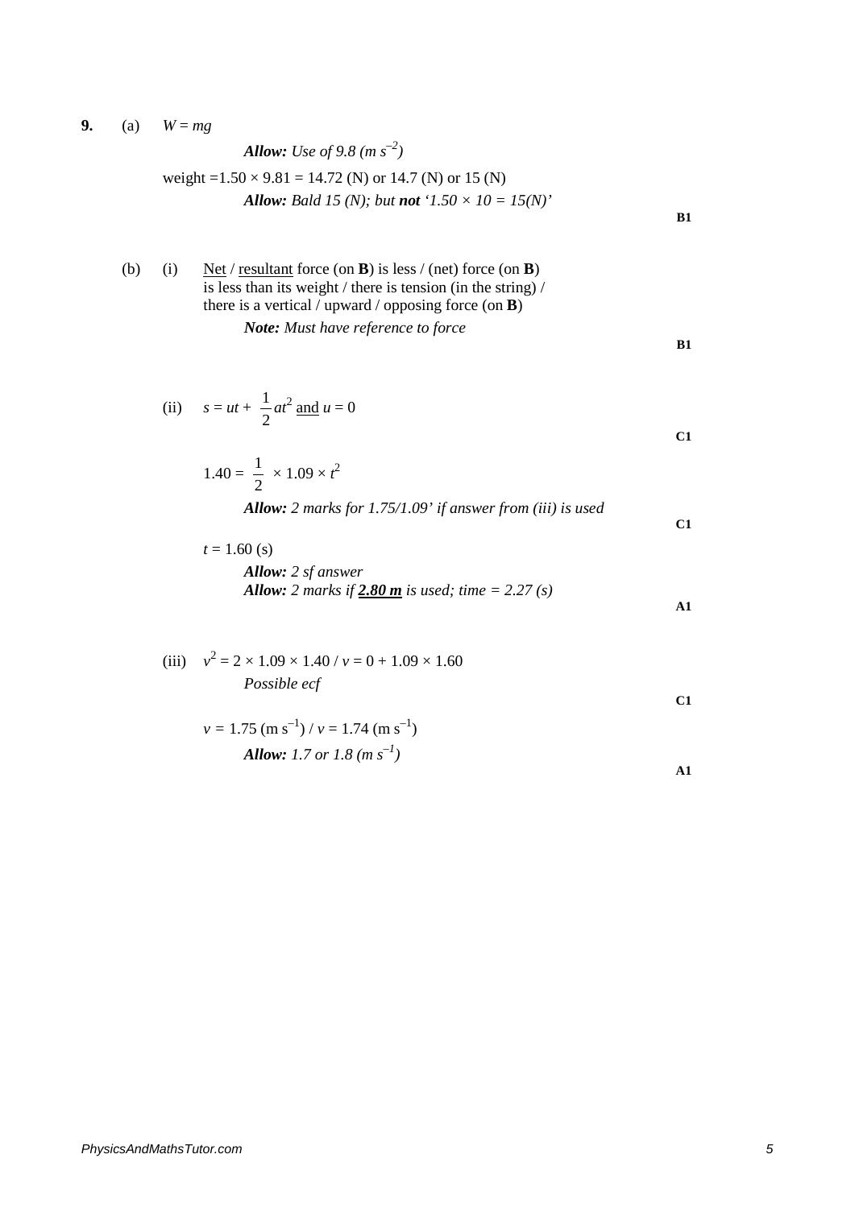**9.** (a) $W = mg$

*Allow: Use of 9.8 (m s$^{-2}$)*

weight $= 1.50 \times 9.81 = 14.72$ (N) or 14.7 (N) or 15 (N)

*Allow: Bald 15 (N); but* ***not*** *'$1.50 \times 10 = 15$(N)'*

**B1**

(b) (i) Net / resultant force (on **B**) is less / (net) force (on **B**) is less than its weight / there is tension (in the string) / there is a vertical / upward / opposing force (on **B**)

*Note: Must have reference to force*

**B1**

(ii) $s = ut + \frac{1}{2}at^2$ and $u = 0$

**C1**

$1.40 = \frac{1}{2} \times 1.09 \times t^2$

*Allow: 2 marks for 1.75/1.09' if answer from (iii) is used*

**C1**

$t = 1.60$ (s)

*Allow: 2 sf answer*

*Allow: 2 marks if* ***2.80 m*** *is used; time = 2.27 (s)*

**A1**

(iii) $v^2 = 2 \times 1.09 \times 1.40$ / $v = 0 + 1.09 \times 1.60$

*Possible ecf*

**C1**

$v = 1.75$ (m s$^{-1}$) / $v = 1.74$ (m s$^{-1}$)

*Allow: 1.7 or 1.8 (m s$^{-1}$)*

**A1**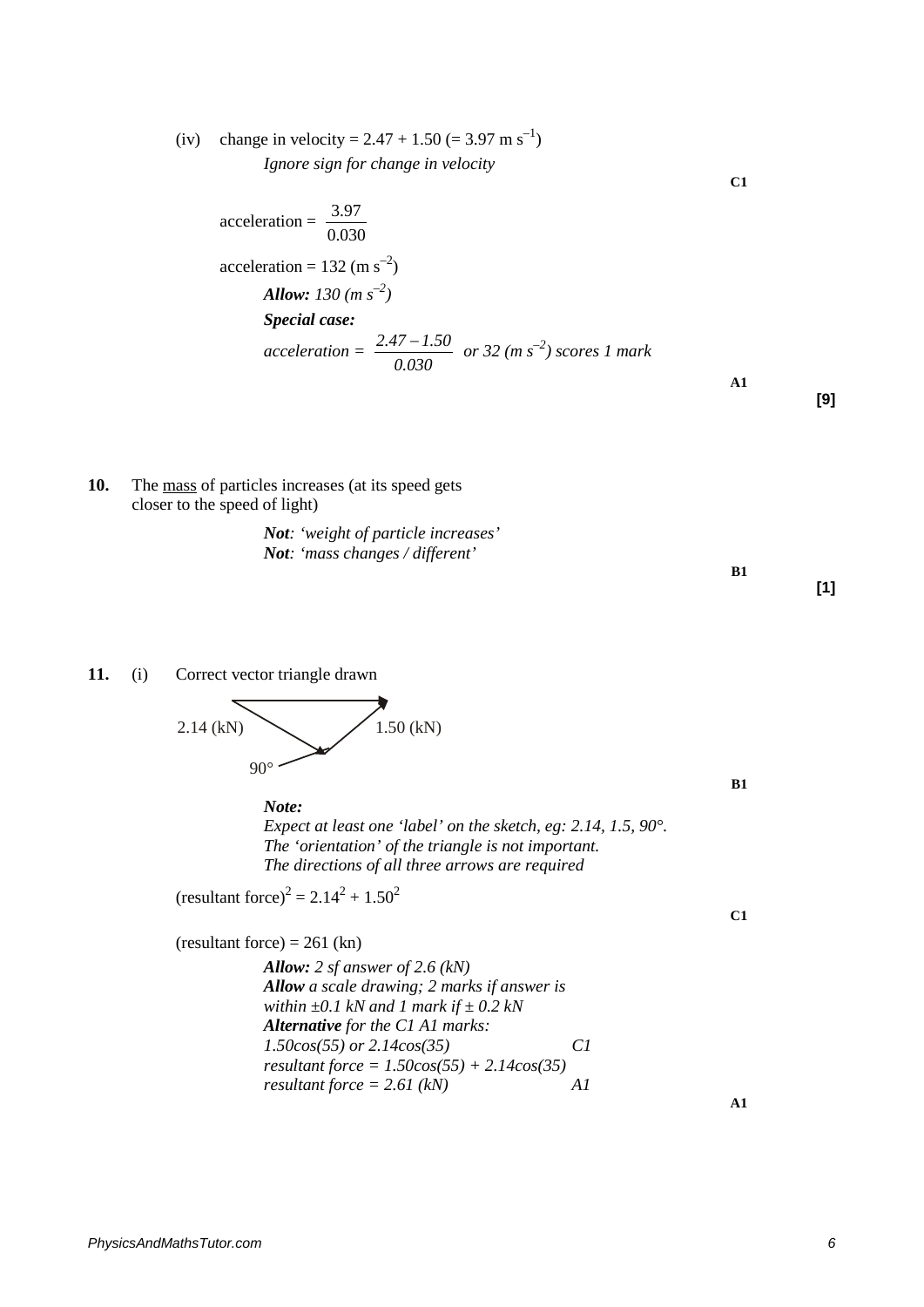(iv) change in velocity = 2.47 + 1.50 (= 3.97 m s$^{-1}$)

*Ignore sign for change in velocity*

**C1**

acceleration = $\dfrac{3.97}{0.030}$

acceleration = 132 (m s$^{-2}$)

***Allow:*** *130 (m s$^{-2}$)*

***Special case:***

*acceleration =* $\dfrac{2.47 - 1.50}{0.030}$ *or 32 (m s$^{-2}$) scores 1 mark*

**A1**

**[9]**

**10.** The mass of particles increases (at its speed gets closer to the speed of light)

***Not****: 'weight of particle increases'*
***Not****: 'mass changes / different'*

**B1**

**[1]**

**11.** (i) Correct vector triangle drawn

2.14 (kN) 1.50 (kN) 90°

**B1**

***Note:***
*Expect at least one 'label' on the sketch, eg: 2.14, 1.5, 90°.*
*The 'orientation' of the triangle is not important.*
*The directions of all three arrows are required*

(resultant force)$^2$ = 2.14$^2$ + 1.50$^2$

**C1**

(resultant force) = 261 (kn)

***Allow:*** *2 sf answer of 2.6 (kN)*
***Allow*** *a scale drawing; 2 marks if answer is within ±0.1 kN and 1 mark if ± 0.2 kN*
***Alternative*** *for the C1 A1 marks:*
*1.50cos(55) or 2.14cos(35)* *C1*
*resultant force = 1.50cos(55) + 2.14cos(35)*
*resultant force = 2.61 (kN)* *A1*

**A1**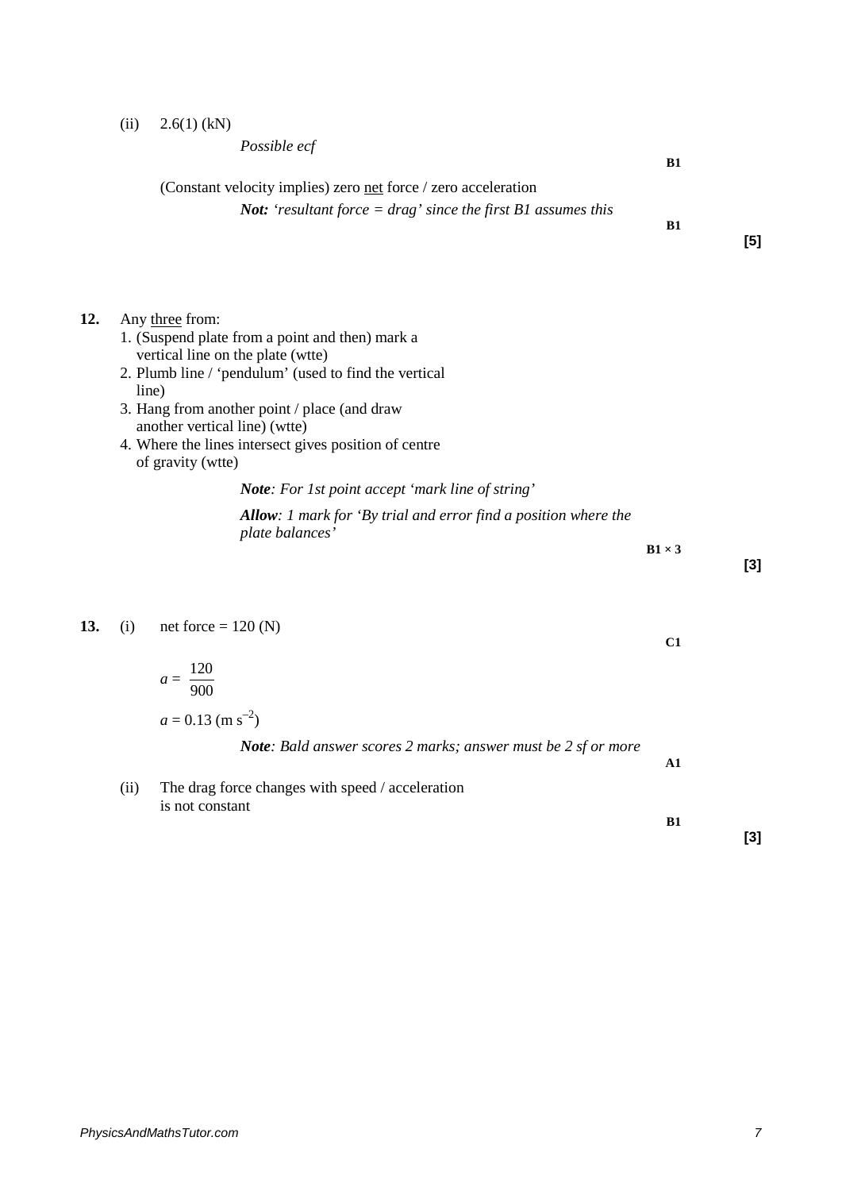(ii) 2.6(1) (kN)

*Possible ecf* **B1**

(Constant velocity implies) zero net force / zero acceleration

*Not: 'resultant force = drag' since the first B1 assumes this* **B1**

**[5]**

**12.** Any three from:

1. (Suspend plate from a point and then) mark a vertical line on the plate (wtte)
2. Plumb line / 'pendulum' (used to find the vertical line)
3. Hang from another point / place (and draw another vertical line) (wtte)
4. Where the lines intersect gives position of centre of gravity (wtte)

***Note**: For 1st point accept 'mark line of string'*

***Allow**: 1 mark for 'By trial and error find a position where the plate balances'* **B1 × 3**

**[3]**

**13.** (i) net force = 120 (N) **C1**

$$a = \frac{120}{900}$$

$a = 0.13$ (m s$^{-2}$)

***Note**: Bald answer scores 2 marks; answer must be 2 sf or more* **A1**

(ii) The drag force changes with speed / acceleration is not constant **B1**

**[3]**